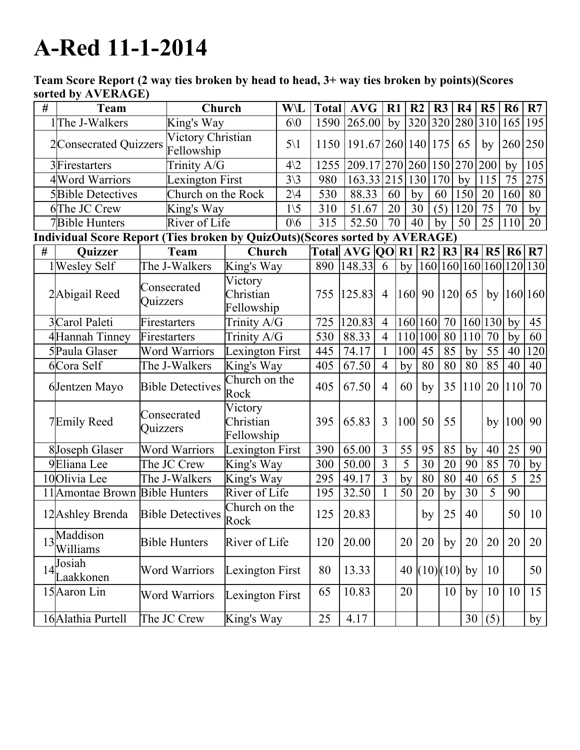# A-Red 11-1-2014

**Team Score Report (2 way ties broken by head to head, 3+ way ties broken by points)(Scores sorted by AVERAGE)**

| # | Team | Church | W\L | Total | AVG | R1 | R2 | R3 | R4 | R5 | R6 | R7 |
|---|---|---|---|---|---|---|---|---|---|---|---|---|
| 1 | The J-Walkers | King's Way | 6\0 | 1590 | 265.00 | by | 320 | 320 | 280 | 310 | 165 | 195 |
| 2 | Consecrated Quizzers | Victory Christian Fellowship | 5\1 | 1150 | 191.67 | 260 | 140 | 175 | 65 | by | 260 | 250 |
| 3 | Firestarters | Trinity A/G | 4\2 | 1255 | 209.17 | 270 | 260 | 150 | 270 | 200 | by | 105 |
| 4 | Word Warriors | Lexington First | 3\3 | 980 | 163.33 | 215 | 130 | 170 | by | 115 | 75 | 275 |
| 5 | Bible Detectives | Church on the Rock | 2\4 | 530 | 88.33 | 60 | by | 60 | 150 | 20 | 160 | 80 |
| 6 | The JC Crew | King's Way | 1\5 | 310 | 51.67 | 20 | 30 | (5) | 120 | 75 | 70 | by |
| 7 | Bible Hunters | River of Life | 0\6 | 315 | 52.50 | 70 | 40 | by | 50 | 25 | 110 | 20 |

**Individual Score Report (Ties broken by QuizOuts)(Scores sorted by AVERAGE)**

| # | Quizzer | Team | Church | Total | AVG | QO | R1 | R2 | R3 | R4 | R5 | R6 | R7 |
|---|---|---|---|---|---|---|---|---|---|---|---|---|---|
| 1 | Wesley Self | The J-Walkers | King's Way | 890 | 148.33 | 6 | by | 160 | 160 | 160 | 160 | 120 | 130 |
| 2 | Abigail Reed | Consecrated Quizzers | Victory Christian Fellowship | 755 | 125.83 | 4 | 160 | 90 | 120 | 65 | by | 160 | 160 |
| 3 | Carol Paleti | Firestarters | Trinity A/G | 725 | 120.83 | 4 | 160 | 160 | 70 | 160 | 130 | by | 45 |
| 4 | Hannah Tinney | Firestarters | Trinity A/G | 530 | 88.33 | 4 | 110 | 100 | 80 | 110 | 70 | by | 60 |
| 5 | Paula Glaser | Word Warriors | Lexington First | 445 | 74.17 | 1 | 100 | 45 | 85 | by | 55 | 40 | 120 |
| 6 | Cora Self | The J-Walkers | King's Way | 405 | 67.50 | 4 | by | 80 | 80 | 80 | 85 | 40 | 40 |
| 6 | Jentzen Mayo | Bible Detectives | Church on the Rock | 405 | 67.50 | 4 | 60 | by | 35 | 110 | 20 | 110 | 70 |
| 7 | Emily Reed | Consecrated Quizzers | Victory Christian Fellowship | 395 | 65.83 | 3 | 100 | 50 | 55 | | by | 100 | 90 |
| 8 | Joseph Glaser | Word Warriors | Lexington First | 390 | 65.00 | 3 | 55 | 95 | 85 | by | 40 | 25 | 90 |
| 9 | Eliana Lee | The JC Crew | King's Way | 300 | 50.00 | 3 | 5 | 30 | 20 | 90 | 85 | 70 | by |
| 10 | Olivia Lee | The J-Walkers | King's Way | 295 | 49.17 | 3 | by | 80 | 80 | 40 | 65 | 5 | 25 |
| 11 | Amontae Brown | Bible Hunters | River of Life | 195 | 32.50 | 1 | 50 | 20 | by | 30 | 5 | 90 | |
| 12 | Ashley Brenda | Bible Detectives | Church on the Rock | 125 | 20.83 | | | by | 25 | 40 | | 50 | 10 |
| 13 | Maddison Williams | Bible Hunters | River of Life | 120 | 20.00 | | 20 | 20 | by | 20 | 20 | 20 | 20 |
| 14 | Josiah Laakkonen | Word Warriors | Lexington First | 80 | 13.33 | | 40 | (10) | (10) | by | 10 | | 50 |
| 15 | Aaron Lin | Word Warriors | Lexington First | 65 | 10.83 | | 20 | | 10 | by | 10 | 10 | 15 |
| 16 | Alathia Purtell | The JC Crew | King's Way | 25 | 4.17 | | | | | 30 | (5) | | by |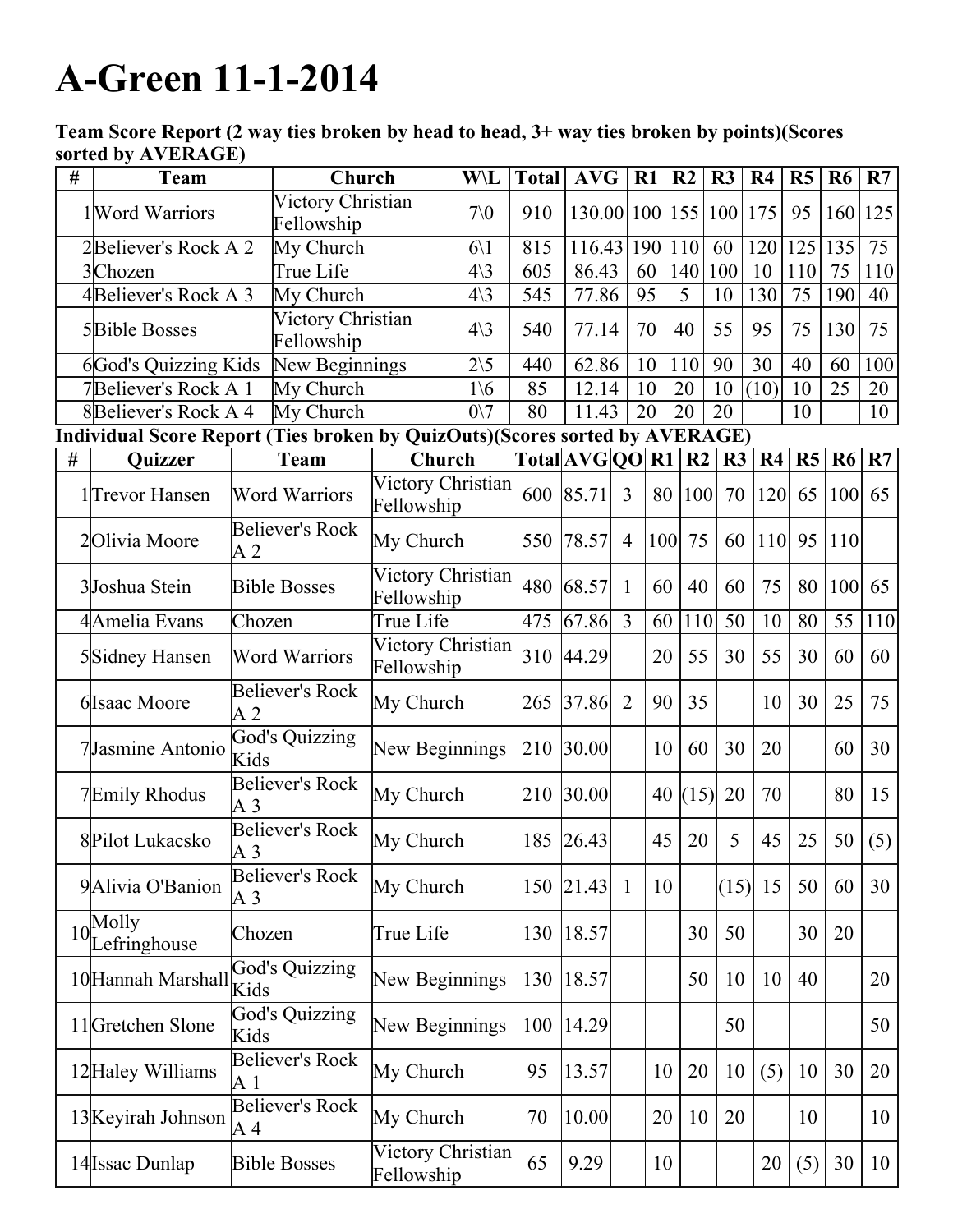# A-Green 11-1-2014

**Team Score Report (2 way ties broken by head to head, 3+ way ties broken by points)(Scores sorted by AVERAGE)**

| # | Team | Church | W\L | Total | AVG | R1 | R2 | R3 | R4 | R5 | R6 | R7 |
|---|---|---|---|---|---|---|---|---|---|---|---|---|
| 1 | Word Warriors | Victory Christian Fellowship | 7\0 | 910 | 130.00 | 100 | 155 | 100 | 175 | 95 | 160 | 125 |
| 2 | Believer's Rock A 2 | My Church | 6\1 | 815 | 116.43 | 190 | 110 | 60 | 120 | 125 | 135 | 75 |
| 3 | Chozen | True Life | 4\3 | 605 | 86.43 | 60 | 140 | 100 | 10 | 110 | 75 | 110 |
| 4 | Believer's Rock A 3 | My Church | 4\3 | 545 | 77.86 | 95 | 5 | 10 | 130 | 75 | 190 | 40 |
| 5 | Bible Bosses | Victory Christian Fellowship | 4\3 | 540 | 77.14 | 70 | 40 | 55 | 95 | 75 | 130 | 75 |
| 6 | God's Quizzing Kids | New Beginnings | 2\5 | 440 | 62.86 | 10 | 110 | 90 | 30 | 40 | 60 | 100 |
| 7 | Believer's Rock A 1 | My Church | 1\6 | 85 | 12.14 | 10 | 20 | 10 | (10) | 10 | 25 | 20 |
| 8 | Believer's Rock A 4 | My Church | 0\7 | 80 | 11.43 | 20 | 20 | 20 | | 10 | | 10 |

**Individual Score Report (Ties broken by QuizOuts)(Scores sorted by AVERAGE)**

| # | Quizzer | Team | Church | Total | AVG | QO | R1 | R2 | R3 | R4 | R5 | R6 | R7 |
|---|---|---|---|---|---|---|---|---|---|---|---|---|---|
| 1 | Trevor Hansen | Word Warriors | Victory Christian Fellowship | 600 | 85.71 | 3 | 80 | 100 | 70 | 120 | 65 | 100 | 65 |
| 2 | Olivia Moore | Believer's Rock A 2 | My Church | 550 | 78.57 | 4 | 100 | 75 | 60 | 110 | 95 | 110 | |
| 3 | Joshua Stein | Bible Bosses | Victory Christian Fellowship | 480 | 68.57 | 1 | 60 | 40 | 60 | 75 | 80 | 100 | 65 |
| 4 | Amelia Evans | Chozen | True Life | 475 | 67.86 | 3 | 60 | 110 | 50 | 10 | 80 | 55 | 110 |
| 5 | Sidney Hansen | Word Warriors | Victory Christian Fellowship | 310 | 44.29 | | 20 | 55 | 30 | 55 | 30 | 60 | 60 |
| 6 | Isaac Moore | Believer's Rock A 2 | My Church | 265 | 37.86 | 2 | 90 | 35 | | 10 | 30 | 25 | 75 |
| 7 | Jasmine Antonio | God's Quizzing Kids | New Beginnings | 210 | 30.00 | | 10 | 60 | 30 | 20 | | 60 | 30 |
| 7 | Emily Rhodus | Believer's Rock A 3 | My Church | 210 | 30.00 | | 40 | (15) | 20 | 70 | | 80 | 15 |
| 8 | Pilot Lukacsko | Believer's Rock A 3 | My Church | 185 | 26.43 | | 45 | 20 | 5 | 45 | 25 | 50 | (5) |
| 9 | Alivia O'Banion | Believer's Rock A 3 | My Church | 150 | 21.43 | 1 | 10 | | (15) | 15 | 50 | 60 | 30 |
| 10 | Molly Lefringhouse | Chozen | True Life | 130 | 18.57 | | | 30 | 50 | | 30 | 20 | |
| 10 | Hannah Marshall | God's Quizzing Kids | New Beginnings | 130 | 18.57 | | | 50 | 10 | 10 | 40 | | 20 |
| 11 | Gretchen Slone | God's Quizzing Kids | New Beginnings | 100 | 14.29 | | | | 50 | | | | 50 |
| 12 | Haley Williams | Believer's Rock A 1 | My Church | 95 | 13.57 | | 10 | 20 | 10 | (5) | 10 | 30 | 20 |
| 13 | Keyirah Johnson | Believer's Rock A 4 | My Church | 70 | 10.00 | | 20 | 10 | 20 | | 10 | | 10 |
| 14 | Issac Dunlap | Bible Bosses | Victory Christian Fellowship | 65 | 9.29 | | 10 | | | 20 | (5) | 30 | 10 |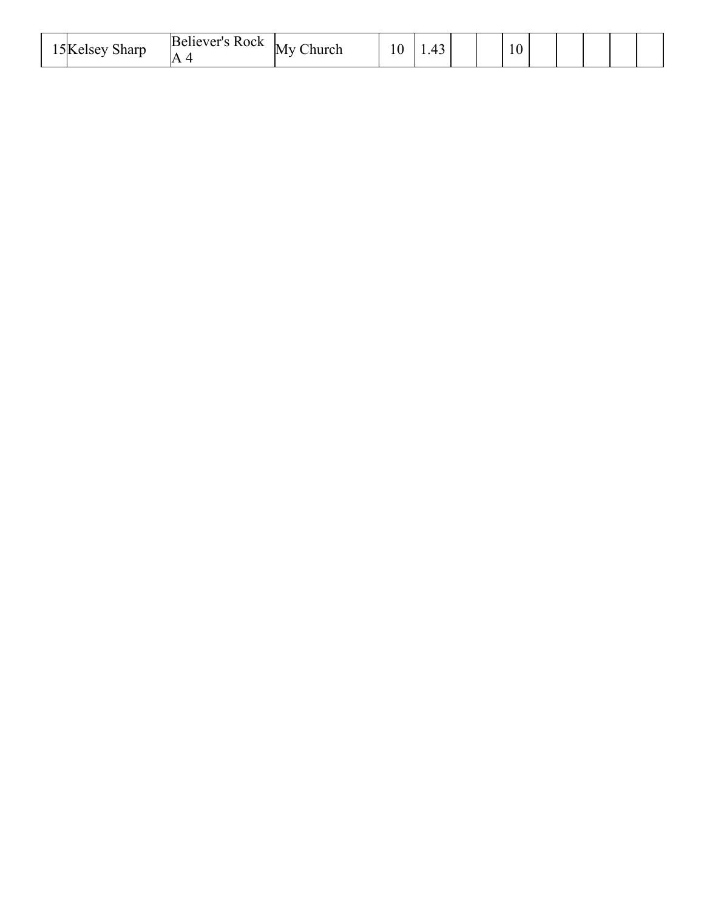| | | | | | | | | | | | | | |
|---|---|---|---|---|---|---|---|---|---|---|---|---|---|
| 15 | Kelsey Sharp | Believer's Rock A 4 | My Church | 10 | 1.43 | | | 10 | | | | | |